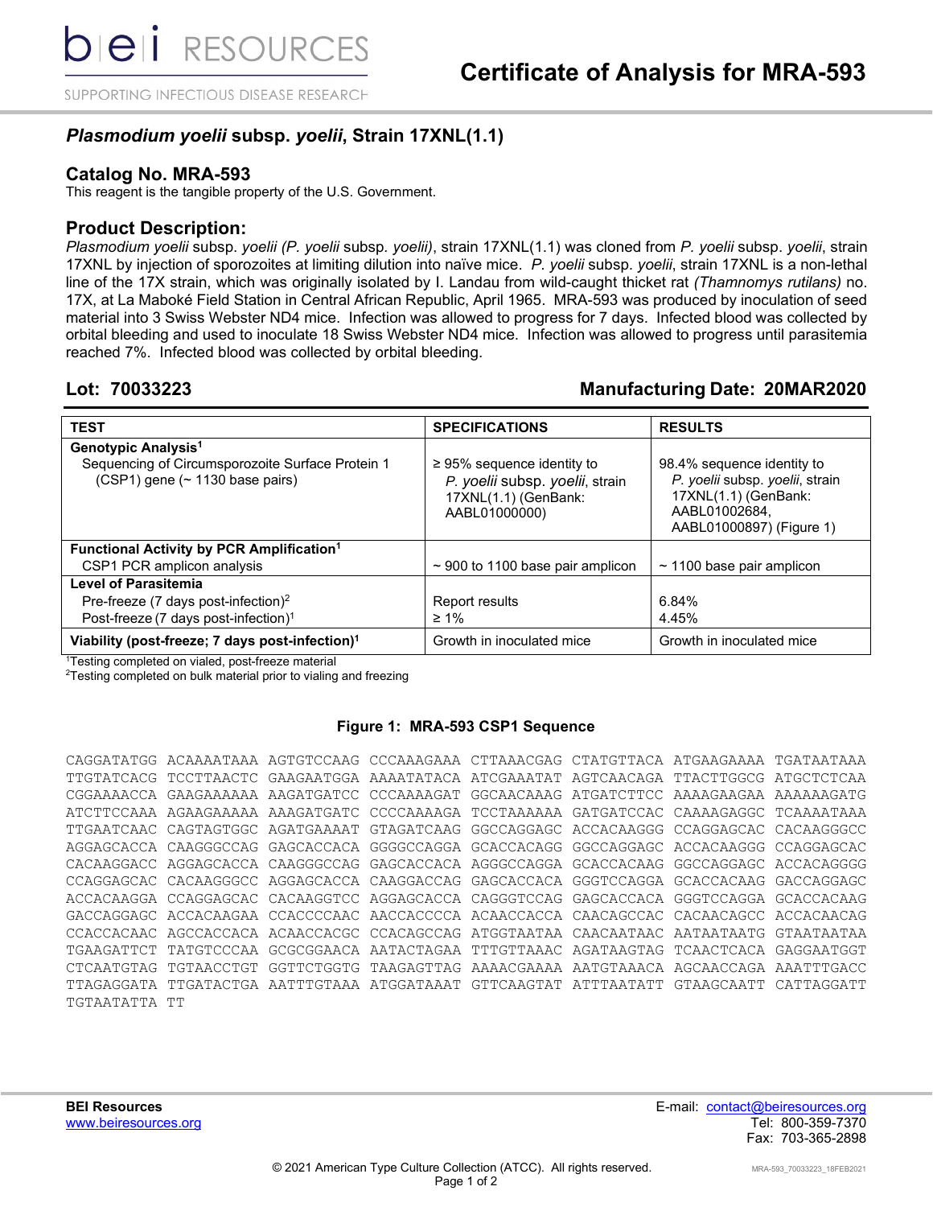bei RESOURCES

SUPPORTING INFECTIOUS DISEASE RESEARCH

# Certificate of Analysis for MRA-593

## *Plasmodium yoelii* subsp. *yoelii*, Strain 17XNL(1.1)

## Catalog No. MRA-593

This reagent is the tangible property of the U.S. Government.

## Product Description:

*Plasmodium yoelii* subsp. *yoelii (P. yoelii* subsp. *yoelii)*, strain 17XNL(1.1) was cloned from *P. yoelii* subsp. *yoelii*, strain 17XNL by injection of sporozoites at limiting dilution into naïve mice. *P. yoelii* subsp. *yoelii*, strain 17XNL is a non-lethal line of the 17X strain, which was originally isolated by I. Landau from wild-caught thicket rat *(Thamnomys rutilans)* no. 17X, at La Maboké Field Station in Central African Republic, April 1965. MRA-593 was produced by inoculation of seed material into 3 Swiss Webster ND4 mice. Infection was allowed to progress for 7 days. Infected blood was collected by orbital bleeding and used to inoculate 18 Swiss Webster ND4 mice. Infection was allowed to progress until parasitemia reached 7%. Infected blood was collected by orbital bleeding.

**Lot: 70033223** **Manufacturing Date: 20MAR2020**

| TEST | SPECIFICATIONS | RESULTS |
|---|---|---|
| **Genotypic Analysis**[1]<br>Sequencing of Circumsporozoite Surface Protein 1 (CSP1) gene (~ 1130 base pairs) | ≥ 95% sequence identity to *P. yoelii* subsp. *yoelii*, strain 17XNL(1.1) (GenBank: AABL01000000) | 98.4% sequence identity to *P. yoelii* subsp. *yoelii*, strain 17XNL(1.1) (GenBank: AABL01002684, AABL01000897) (Figure 1) |
| **Functional Activity by PCR Amplification**[1]<br>CSP1 PCR amplicon analysis | ~ 900 to 1100 base pair amplicon | ~ 1100 base pair amplicon |
| **Level of Parasitemia**<br>Pre-freeze (7 days post-infection)[2]<br>Post-freeze (7 days post-infection)[1] | <br>Report results<br>≥ 1% | <br>6.84%<br>4.45% |
| **Viability (post-freeze; 7 days post-infection)**[1] | Growth in inoculated mice | Growth in inoculated mice |

[1]Testing completed on vialed, post-freeze material
[2]Testing completed on bulk material prior to vialing and freezing

### Figure 1: MRA-593 CSP1 Sequence

```
CAGGATATGG ACAAAATAAA AGTGTCCAAG CCCAAAGAAA CTTAAACGAG CTATGTTACA ATGAAGAAAA TGATAATAAA
TTGTATCACG TCCTTAACTC GAAGAATGGA AAAATATACA ATCGAAATAT AGTCAACAGA TTACTTGGCG ATGCTCTCAA
CGGAAAACCA GAAGAAAAAA AAGATGATCC CCCAAAAGAT GGCAACAAAG ATGATCTTCC AAAAGAAGAA AAAAAAGATG
ATCTTCCAAA AGAAGAAAAA AAAGATGATC CCCCAAAAGA TCCTAAAAAA GATGATCCAC CAAAAGAGGC TCAAAATAAA
TTGAATCAAC CAGTAGTGGC AGATGAAAAT GTAGATCAAG GGCCAGGAGC ACCACAAGGG CCAGGAGCAC CACAAGGGCC
AGGAGCACCA CAAGGGCCAG GAGCACCACA GGGGCCAGGA GCACCACAGG GGCCAGGAGC ACCACAAGGG CCAGGAGCAC
CACAAGGACC AGGAGCACCA CAAGGGCCAG GAGCACCACA AGGGCCAGGA GCACCACAAG GGCCAGGAGC ACCACAGGGG
CCAGGAGCAC CACAAGGGCC AGGAGCACCA CAAGGACCAG GAGCACCACA GGGTCCAGGA GCACCACAAG GACCAGGAGC
ACCACAAGGA CCAGGAGCAC CACAAGGTCC AGGAGCACCA CAGGGTCCAG GAGCACCACA GGGTCCAGGA GCACCACAAG
GACCAGGAGC ACCACAAGAA CCACCCCAAC AACCACCCCA ACAACCACCA CAACAGCCAC CACAACAGCC ACCACAACAG
CCACCACAAC AGCCACCACA ACAACCACGC CCACAGCCAG ATGGTAATAA CAACAATAAC AATAATAATG GTAATAATAA
TGAAGATTCT TATGTCCCAA GCGCGGAACA AATACTAGAA TTTGTTAAAC AGATAAGTAG TCAACTCACA GAGGAATGGT
CTCAATGTAG TGTAACCTGT GGTTCTGGTG TAAGAGTTAG AAAACGAAAA AATGTAAACA AGCAACCAGA AAATTTGACC
TTAGAGGATA TTGATACTGA AATTTGTAAA ATGGATAAAT GTTCAAGTAT ATTTAATATT GTAAGCAATT CATTAGGATT
TGTAATATTA TT
```

**BEI Resources**
www.beiresources.org

E-mail: contact@beiresources.org
Tel: 800-359-7370
Fax: 703-365-2898

© 2021 American Type Culture Collection (ATCC). All rights reserved.

MRA-593_70033223_18FEB2021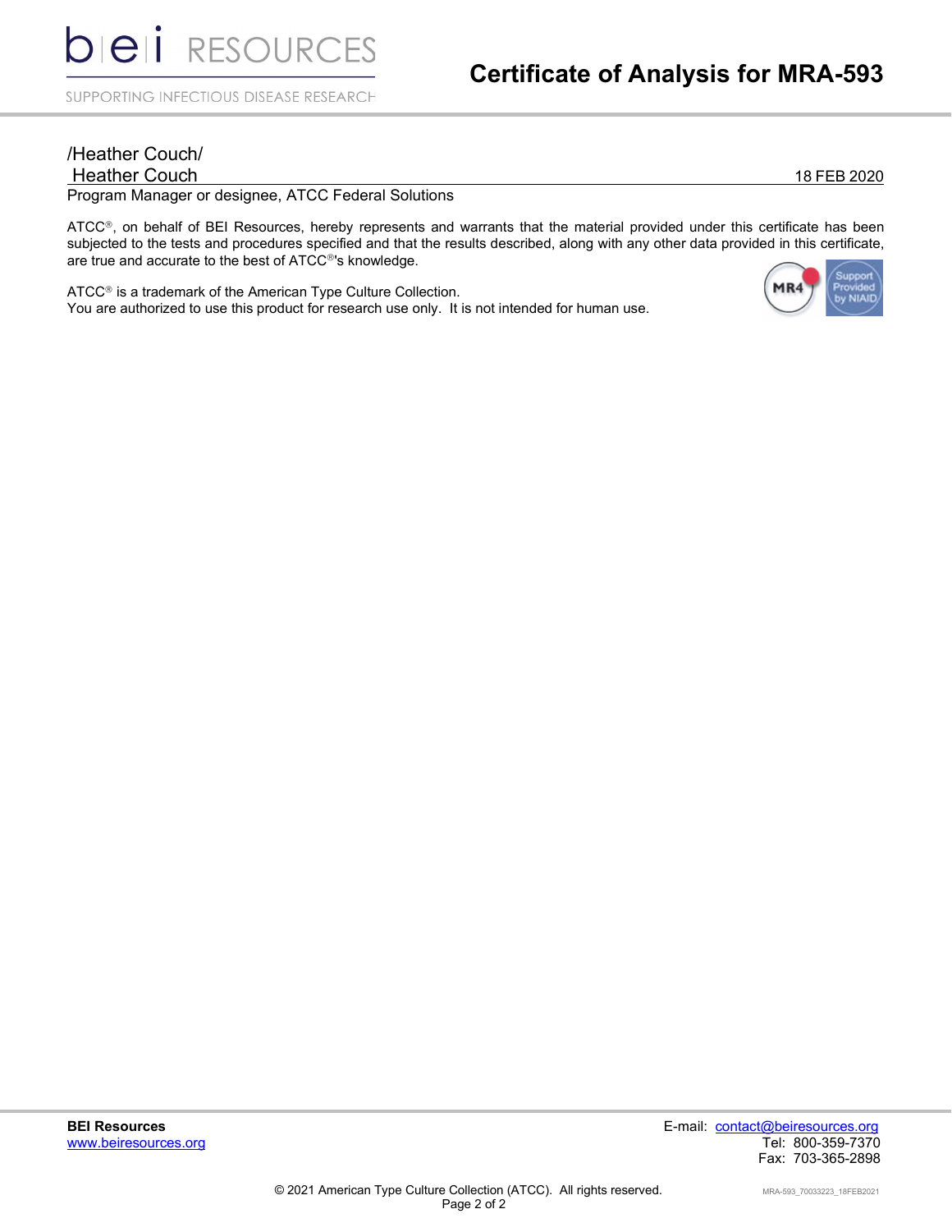/Heather Couch/
Heather Couch 18 FEB 2020

Program Manager or designee, ATCC Federal Solutions

ATCC®, on behalf of BEI Resources, hereby represents and warrants that the material provided under this certificate has been subjected to the tests and procedures specified and that the results described, along with any other data provided in this certificate, are true and accurate to the best of ATCC®'s knowledge.

ATCC® is a trademark of the American Type Culture Collection.
You are authorized to use this product for research use only. It is not intended for human use.

**BEI Resources**
www.beiresources.org

E-mail: contact@beiresources.org
Tel: 800-359-7370
Fax: 703-365-2898

© 2021 American Type Culture Collection (ATCC). All rights reserved.

MRA-593_70033223_18FEB2021